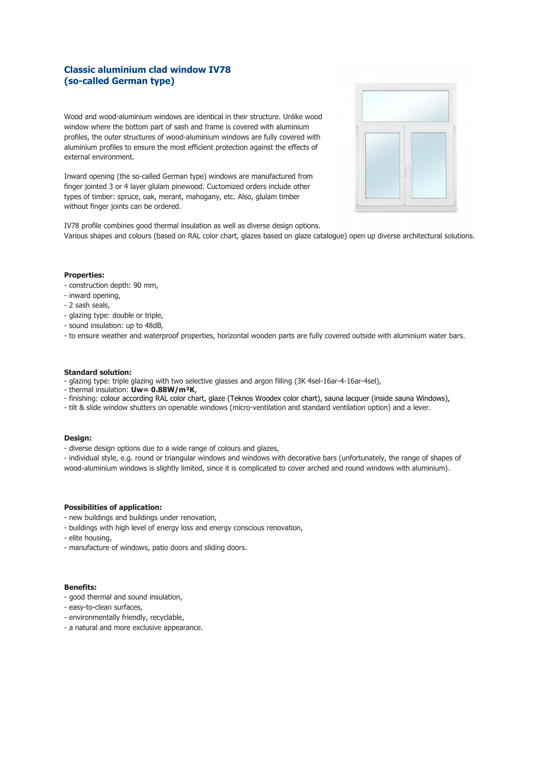## Classic aluminium clad window IV78 (so-called German type)

Wood and wood-aluminium windows are identical in their structure. Unlike wood window where the bottom part of sash and frame is covered with aluminium profiles, the outer structures of wood-aluminium windows are fully covered with aluminium profiles to ensure the most efficient protection against the effects of external environment.

Inward opening (the so-called German type) windows are manufactured from finger jointed 3 or 4 layer glulam pinewood. Cuctomized orders include other types of timber: spruce, oak, merant, mahogany, etc. Also, glulam timber without finger joints can be ordered.

IV78 profile combines good thermal insulation as well as diverse design options.
Various shapes and colours (based on RAL color chart, glazes based on glaze catalogue) open up diverse architectural solutions.

**Properties:**

- construction depth: 90 mm,
- inward opening,
- 2 sash seals,
- glazing type: double or triple,
- sound insulation: up to 48dB,
- to ensure weather and waterproof properties, horizontal wooden parts are fully covered outside with aluminium water bars.

**Standard solution:**

- glazing type: triple glazing with two selective glasses and argon filling (3K 4sel-16ar-4-16ar-4sel),
- thermal insulation: **Uw= 0.88W/m²K**,
- finishing: colour according RAL color chart, glaze (Teknos Woodex color chart), sauna lacquer (inside sauna Windows),
- tilt & slide window shutters on openable windows (micro-ventilation and standard ventilation option) and a lever.

**Design:**

- diverse design options due to a wide range of colours and glazes,
- individual style, e.g. round or triangular windows and windows with decorative bars (unfortunately, the range of shapes of wood-aluminium windows is slightly limited, since it is complicated to cover arched and round windows with aluminium).

**Possibilities of application:**

- new buildings and buildings under renovation,
- buildings with high level of energy loss and energy conscious renovation,
- elite housing,
- manufacture of windows, patio doors and sliding doors.

**Benefits:**

- good thermal and sound insulation,
- easy-to-clean surfaces,
- environmentally friendly, recyclable,
- a natural and more exclusive appearance.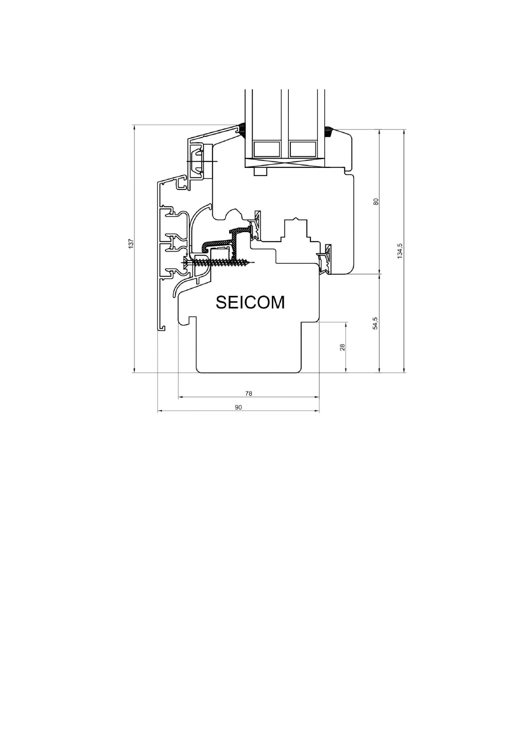SEICOM

137

80

134,5

54,5

28

78

90